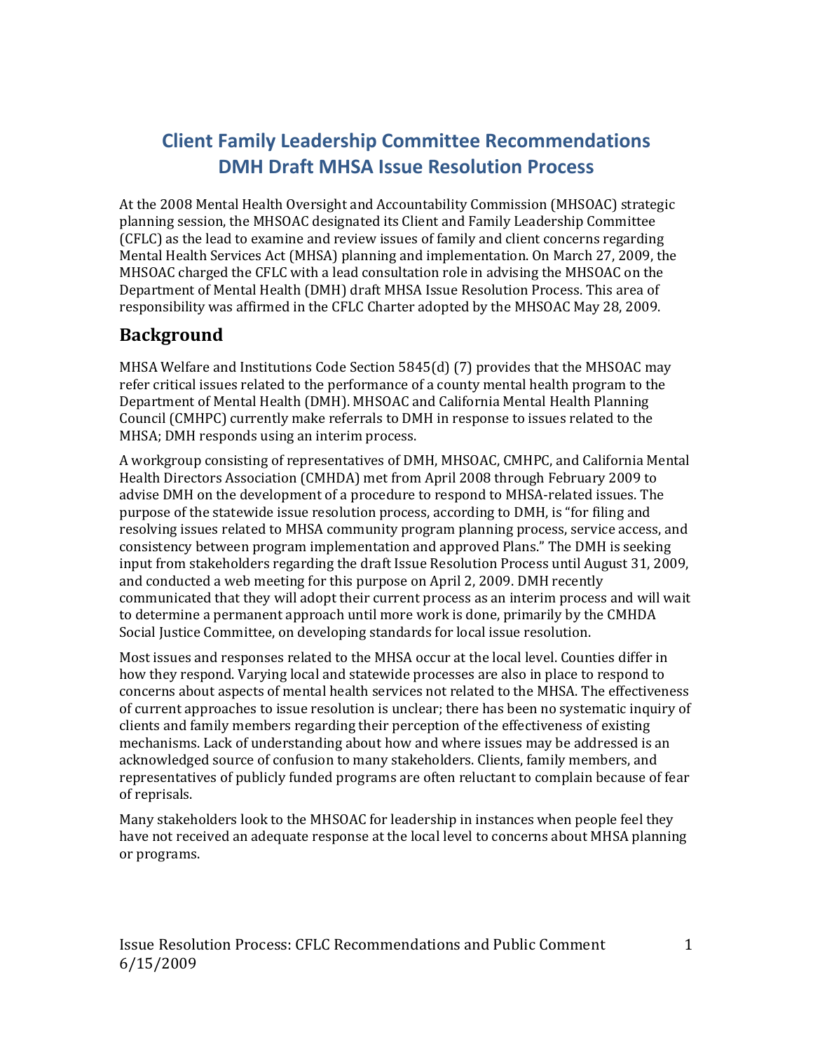# Client Family Leadership Committee Recommendations
# DMH Draft MHSA Issue Resolution Process

At the 2008 Mental Health Oversight and Accountability Commission (MHSOAC) strategic planning session, the MHSOAC designated its Client and Family Leadership Committee (CFLC) as the lead to examine and review issues of family and client concerns regarding Mental Health Services Act (MHSA) planning and implementation. On March 27, 2009, the MHSOAC charged the CFLC with a lead consultation role in advising the MHSOAC on the Department of Mental Health (DMH) draft MHSA Issue Resolution Process. This area of responsibility was affirmed in the CFLC Charter adopted by the MHSOAC May 28, 2009.

## Background

MHSA Welfare and Institutions Code Section 5845(d) (7) provides that the MHSOAC may refer critical issues related to the performance of a county mental health program to the Department of Mental Health (DMH). MHSOAC and California Mental Health Planning Council (CMHPC) currently make referrals to DMH in response to issues related to the MHSA; DMH responds using an interim process.

A workgroup consisting of representatives of DMH, MHSOAC, CMHPC, and California Mental Health Directors Association (CMHDA) met from April 2008 through February 2009 to advise DMH on the development of a procedure to respond to MHSA-related issues. The purpose of the statewide issue resolution process, according to DMH, is "for filing and resolving issues related to MHSA community program planning process, service access, and consistency between program implementation and approved Plans." The DMH is seeking input from stakeholders regarding the draft Issue Resolution Process until August 31, 2009, and conducted a web meeting for this purpose on April 2, 2009. DMH recently communicated that they will adopt their current process as an interim process and will wait to determine a permanent approach until more work is done, primarily by the CMHDA Social Justice Committee, on developing standards for local issue resolution.

Most issues and responses related to the MHSA occur at the local level. Counties differ in how they respond. Varying local and statewide processes are also in place to respond to concerns about aspects of mental health services not related to the MHSA. The effectiveness of current approaches to issue resolution is unclear; there has been no systematic inquiry of clients and family members regarding their perception of the effectiveness of existing mechanisms. Lack of understanding about how and where issues may be addressed is an acknowledged source of confusion to many stakeholders. Clients, family members, and representatives of publicly funded programs are often reluctant to complain because of fear of reprisals.

Many stakeholders look to the MHSOAC for leadership in instances when people feel they have not received an adequate response at the local level to concerns about MHSA planning or programs.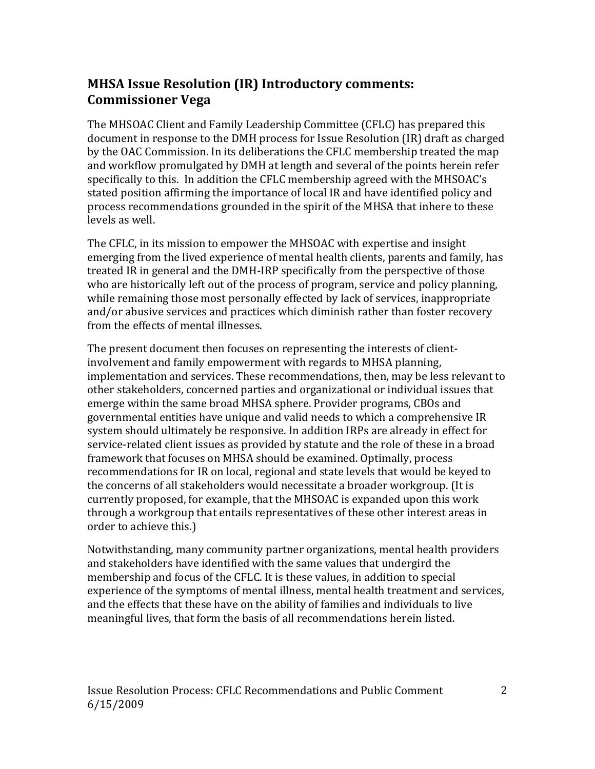## MHSA Issue Resolution (IR) Introductory comments: Commissioner Vega

The MHSOAC Client and Family Leadership Committee (CFLC) has prepared this document in response to the DMH process for Issue Resolution (IR) draft as charged by the OAC Commission. In its deliberations the CFLC membership treated the map and workflow promulgated by DMH at length and several of the points herein refer specifically to this. In addition the CFLC membership agreed with the MHSOAC's stated position affirming the importance of local IR and have identified policy and process recommendations grounded in the spirit of the MHSA that inhere to these levels as well.

The CFLC, in its mission to empower the MHSOAC with expertise and insight emerging from the lived experience of mental health clients, parents and family, has treated IR in general and the DMH-IRP specifically from the perspective of those who are historically left out of the process of program, service and policy planning, while remaining those most personally effected by lack of services, inappropriate and/or abusive services and practices which diminish rather than foster recovery from the effects of mental illnesses.

The present document then focuses on representing the interests of client-involvement and family empowerment with regards to MHSA planning, implementation and services. These recommendations, then, may be less relevant to other stakeholders, concerned parties and organizational or individual issues that emerge within the same broad MHSA sphere. Provider programs, CBOs and governmental entities have unique and valid needs to which a comprehensive IR system should ultimately be responsive. In addition IRPs are already in effect for service-related client issues as provided by statute and the role of these in a broad framework that focuses on MHSA should be examined. Optimally, process recommendations for IR on local, regional and state levels that would be keyed to the concerns of all stakeholders would necessitate a broader workgroup. (It is currently proposed, for example, that the MHSOAC is expanded upon this work through a workgroup that entails representatives of these other interest areas in order to achieve this.)

Notwithstanding, many community partner organizations, mental health providers and stakeholders have identified with the same values that undergird the membership and focus of the CFLC. It is these values, in addition to special experience of the symptoms of mental illness, mental health treatment and services, and the effects that these have on the ability of families and individuals to live meaningful lives, that form the basis of all recommendations herein listed.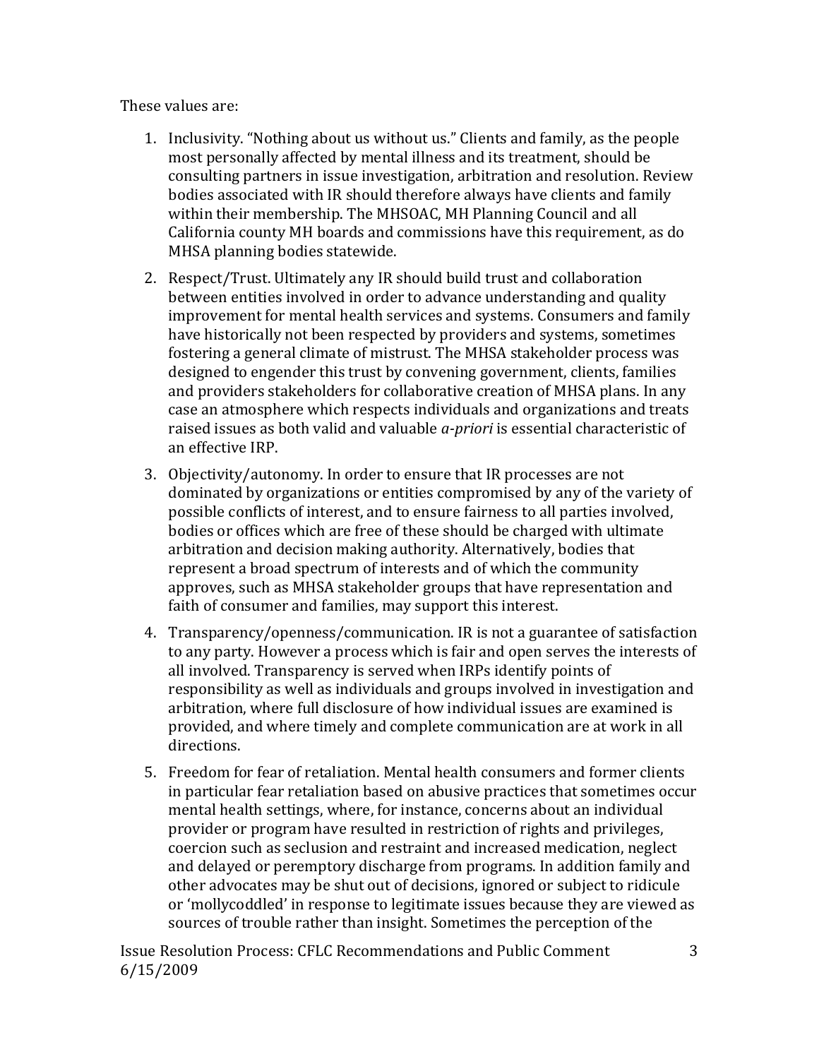These values are:

1. Inclusivity. "Nothing about us without us." Clients and family, as the people most personally affected by mental illness and its treatment, should be consulting partners in issue investigation, arbitration and resolution. Review bodies associated with IR should therefore always have clients and family within their membership. The MHSOAC, MH Planning Council and all California county MH boards and commissions have this requirement, as do MHSA planning bodies statewide.
2. Respect/Trust. Ultimately any IR should build trust and collaboration between entities involved in order to advance understanding and quality improvement for mental health services and systems. Consumers and family have historically not been respected by providers and systems, sometimes fostering a general climate of mistrust. The MHSA stakeholder process was designed to engender this trust by convening government, clients, families and providers stakeholders for collaborative creation of MHSA plans. In any case an atmosphere which respects individuals and organizations and treats raised issues as both valid and valuable *a-priori* is essential characteristic of an effective IRP.
3. Objectivity/autonomy. In order to ensure that IR processes are not dominated by organizations or entities compromised by any of the variety of possible conflicts of interest, and to ensure fairness to all parties involved, bodies or offices which are free of these should be charged with ultimate arbitration and decision making authority. Alternatively, bodies that represent a broad spectrum of interests and of which the community approves, such as MHSA stakeholder groups that have representation and faith of consumer and families, may support this interest.
4. Transparency/openness/communication. IR is not a guarantee of satisfaction to any party. However a process which is fair and open serves the interests of all involved. Transparency is served when IRPs identify points of responsibility as well as individuals and groups involved in investigation and arbitration, where full disclosure of how individual issues are examined is provided, and where timely and complete communication are at work in all directions.
5. Freedom for fear of retaliation. Mental health consumers and former clients in particular fear retaliation based on abusive practices that sometimes occur mental health settings, where, for instance, concerns about an individual provider or program have resulted in restriction of rights and privileges, coercion such as seclusion and restraint and increased medication, neglect and delayed or peremptory discharge from programs. In addition family and other advocates may be shut out of decisions, ignored or subject to ridicule or 'mollycoddled' in response to legitimate issues because they are viewed as sources of trouble rather than insight. Sometimes the perception of the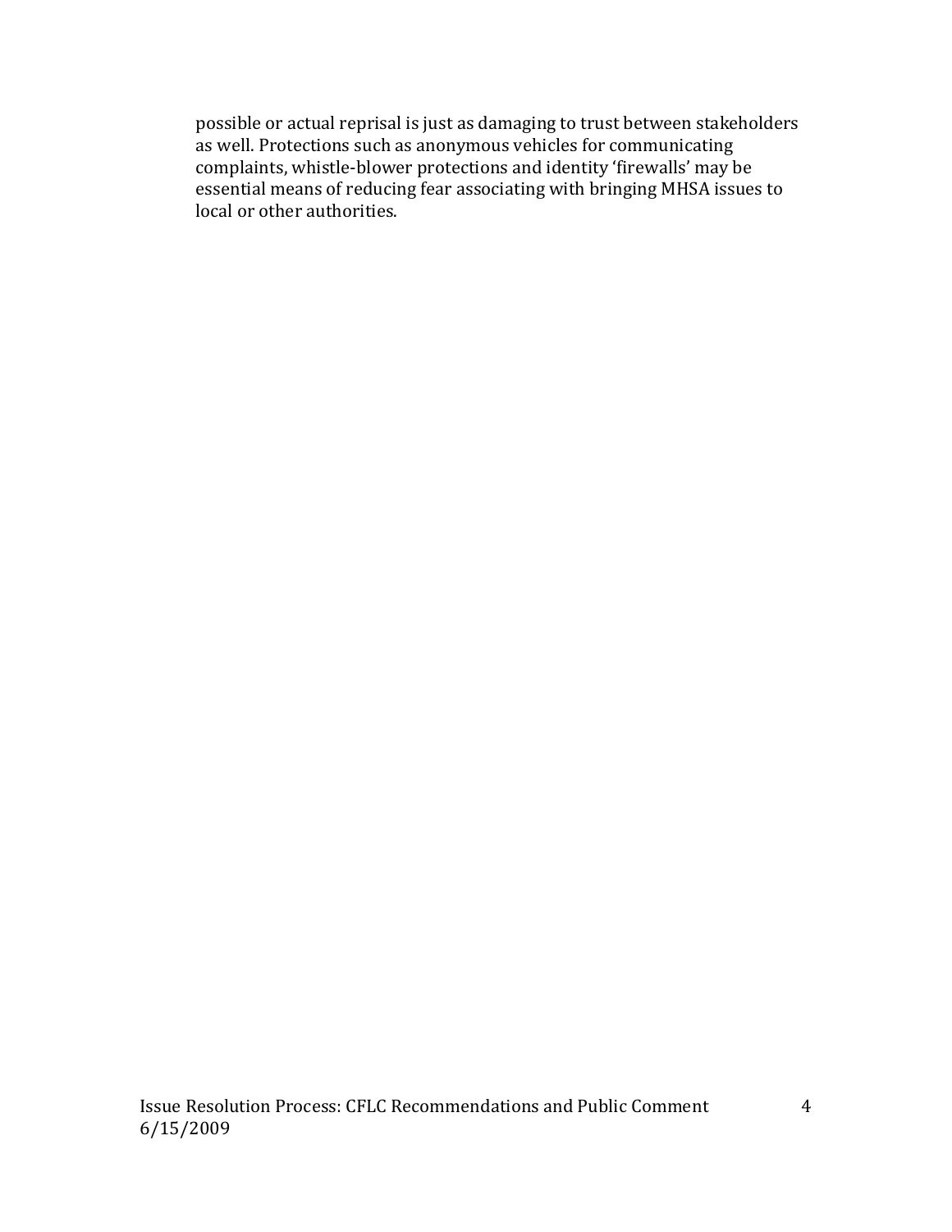possible or actual reprisal is just as damaging to trust between stakeholders as well. Protections such as anonymous vehicles for communicating complaints, whistle-blower protections and identity 'firewalls' may be essential means of reducing fear associating with bringing MHSA issues to local or other authorities.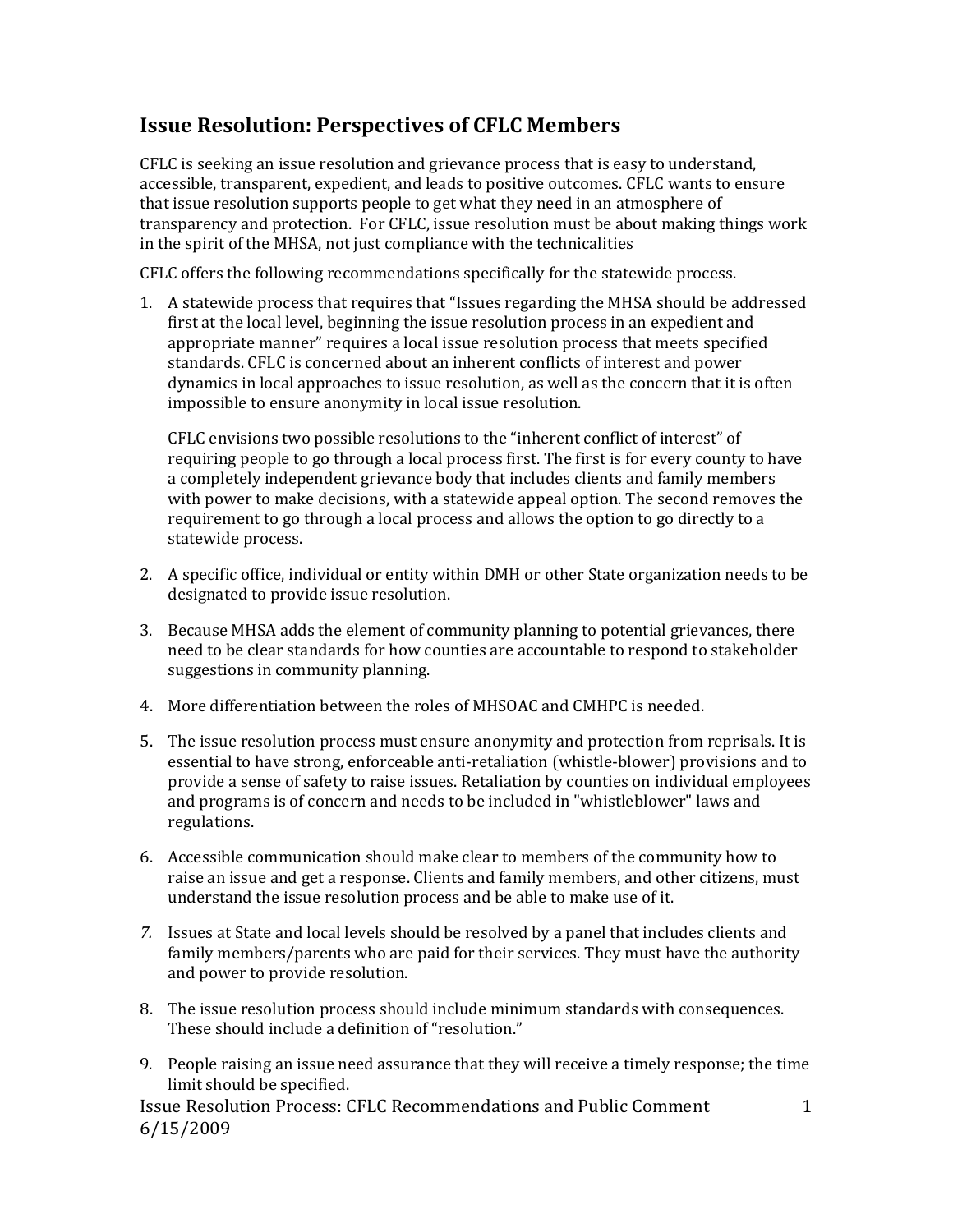## Issue Resolution: Perspectives of CFLC Members

CFLC is seeking an issue resolution and grievance process that is easy to understand, accessible, transparent, expedient, and leads to positive outcomes. CFLC wants to ensure that issue resolution supports people to get what they need in an atmosphere of transparency and protection. For CFLC, issue resolution must be about making things work in the spirit of the MHSA, not just compliance with the technicalities

CFLC offers the following recommendations specifically for the statewide process.

1. A statewide process that requires that "Issues regarding the MHSA should be addressed first at the local level, beginning the issue resolution process in an expedient and appropriate manner" requires a local issue resolution process that meets specified standards. CFLC is concerned about an inherent conflicts of interest and power dynamics in local approaches to issue resolution, as well as the concern that it is often impossible to ensure anonymity in local issue resolution.

   CFLC envisions two possible resolutions to the "inherent conflict of interest" of requiring people to go through a local process first. The first is for every county to have a completely independent grievance body that includes clients and family members with power to make decisions, with a statewide appeal option. The second removes the requirement to go through a local process and allows the option to go directly to a statewide process.

2. A specific office, individual or entity within DMH or other State organization needs to be designated to provide issue resolution.

3. Because MHSA adds the element of community planning to potential grievances, there need to be clear standards for how counties are accountable to respond to stakeholder suggestions in community planning.

4. More differentiation between the roles of MHSOAC and CMHPC is needed.

5. The issue resolution process must ensure anonymity and protection from reprisals. It is essential to have strong, enforceable anti-retaliation (whistle-blower) provisions and to provide a sense of safety to raise issues. Retaliation by counties on individual employees and programs is of concern and needs to be included in "whistleblower" laws and regulations.

6. Accessible communication should make clear to members of the community how to raise an issue and get a response. Clients and family members, and other citizens, must understand the issue resolution process and be able to make use of it.

7. Issues at State and local levels should be resolved by a panel that includes clients and family members/parents who are paid for their services. They must have the authority and power to provide resolution.

8. The issue resolution process should include minimum standards with consequences. These should include a definition of "resolution."

9. People raising an issue need assurance that they will receive a timely response; the time limit should be specified.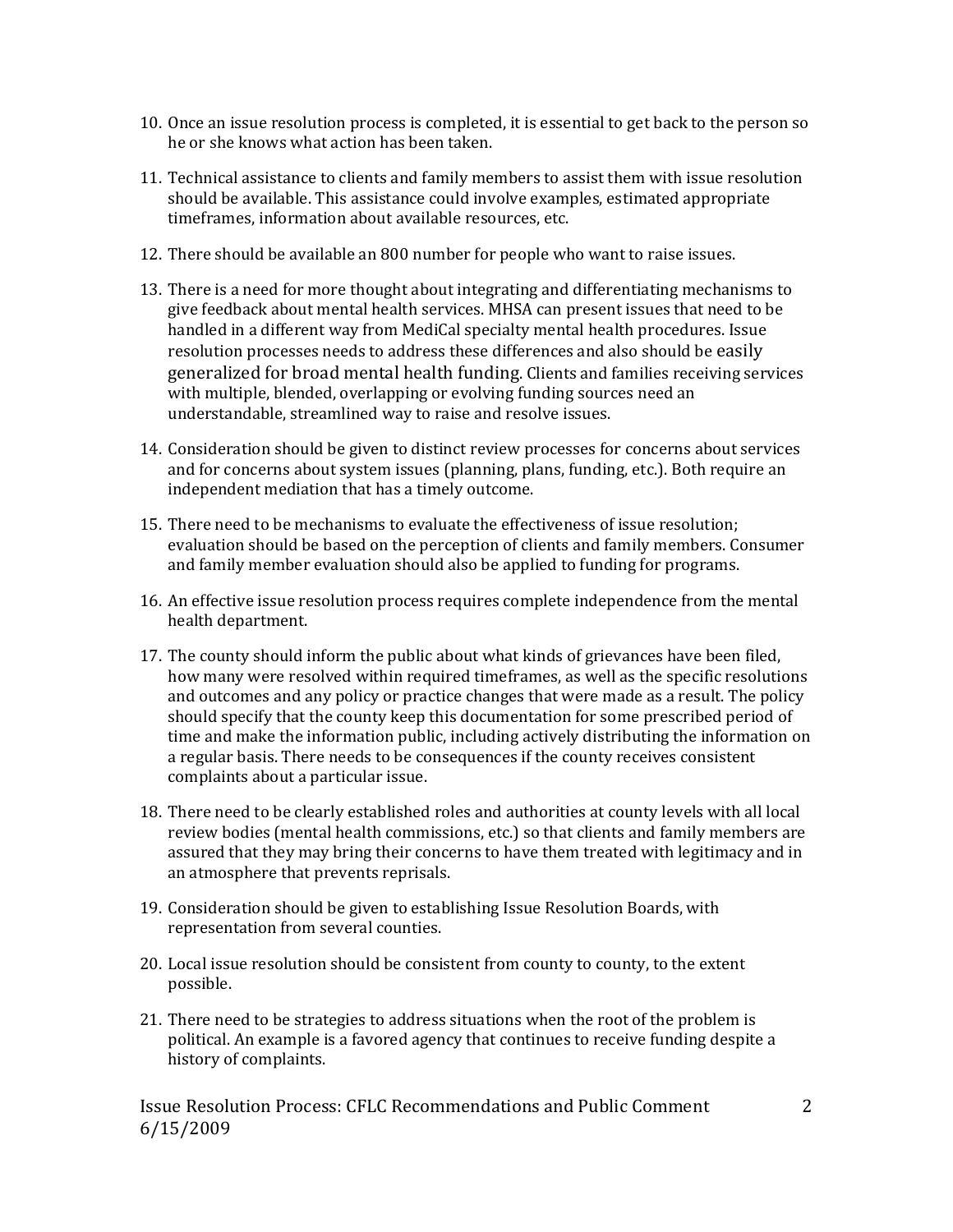10. Once an issue resolution process is completed, it is essential to get back to the person so he or she knows what action has been taken.

11. Technical assistance to clients and family members to assist them with issue resolution should be available. This assistance could involve examples, estimated appropriate timeframes, information about available resources, etc.

12. There should be available an 800 number for people who want to raise issues.

13. There is a need for more thought about integrating and differentiating mechanisms to give feedback about mental health services. MHSA can present issues that need to be handled in a different way from MediCal specialty mental health procedures. Issue resolution processes needs to address these differences and also should be easily generalized for broad mental health funding. Clients and families receiving services with multiple, blended, overlapping or evolving funding sources need an understandable, streamlined way to raise and resolve issues.

14. Consideration should be given to distinct review processes for concerns about services and for concerns about system issues (planning, plans, funding, etc.). Both require an independent mediation that has a timely outcome.

15. There need to be mechanisms to evaluate the effectiveness of issue resolution; evaluation should be based on the perception of clients and family members. Consumer and family member evaluation should also be applied to funding for programs.

16. An effective issue resolution process requires complete independence from the mental health department.

17. The county should inform the public about what kinds of grievances have been filed, how many were resolved within required timeframes, as well as the specific resolutions and outcomes and any policy or practice changes that were made as a result. The policy should specify that the county keep this documentation for some prescribed period of time and make the information public, including actively distributing the information on a regular basis. There needs to be consequences if the county receives consistent complaints about a particular issue.

18. There need to be clearly established roles and authorities at county levels with all local review bodies (mental health commissions, etc.) so that clients and family members are assured that they may bring their concerns to have them treated with legitimacy and in an atmosphere that prevents reprisals.

19. Consideration should be given to establishing Issue Resolution Boards, with representation from several counties.

20. Local issue resolution should be consistent from county to county, to the extent possible.

21. There need to be strategies to address situations when the root of the problem is political. An example is a favored agency that continues to receive funding despite a history of complaints.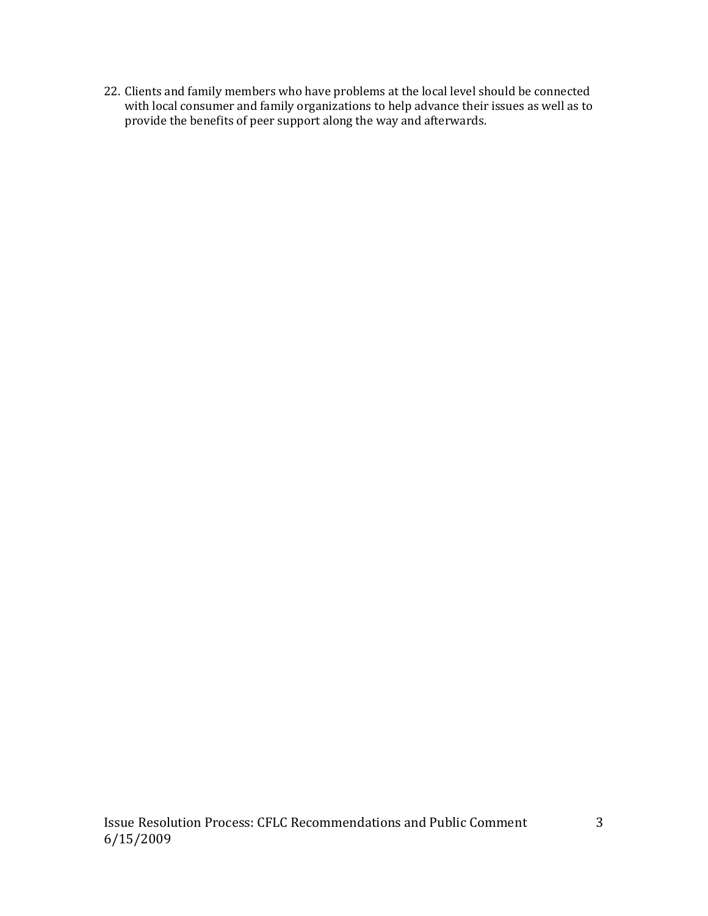22. Clients and family members who have problems at the local level should be connected with local consumer and family organizations to help advance their issues as well as to provide the benefits of peer support along the way and afterwards.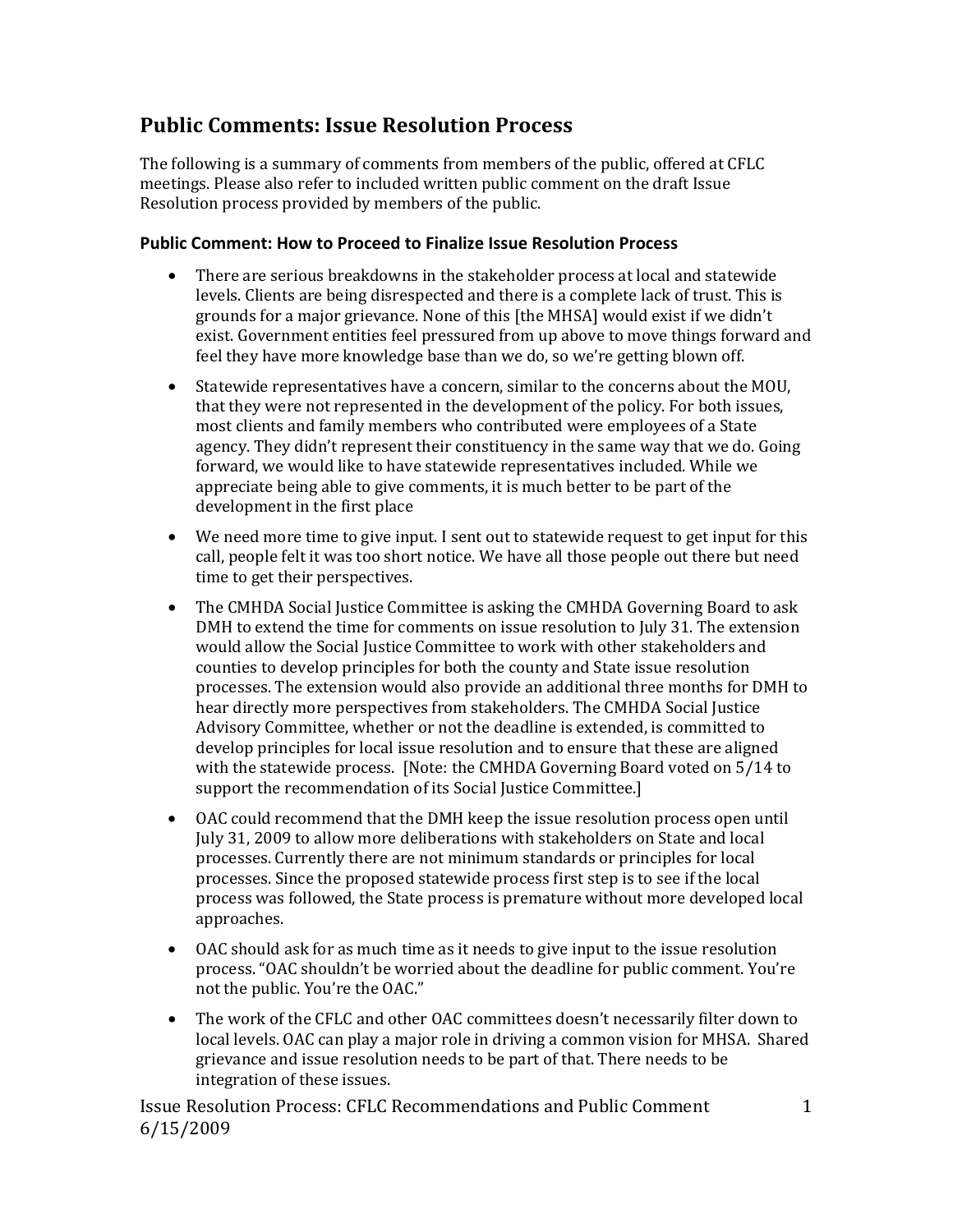## Public Comments: Issue Resolution Process

The following is a summary of comments from members of the public, offered at CFLC meetings. Please also refer to included written public comment on the draft Issue Resolution process provided by members of the public.

### Public Comment: How to Proceed to Finalize Issue Resolution Process

- There are serious breakdowns in the stakeholder process at local and statewide levels. Clients are being disrespected and there is a complete lack of trust. This is grounds for a major grievance. None of this [the MHSA] would exist if we didn't exist. Government entities feel pressured from up above to move things forward and feel they have more knowledge base than we do, so we're getting blown off.
- Statewide representatives have a concern, similar to the concerns about the MOU, that they were not represented in the development of the policy. For both issues, most clients and family members who contributed were employees of a State agency. They didn't represent their constituency in the same way that we do. Going forward, we would like to have statewide representatives included. While we appreciate being able to give comments, it is much better to be part of the development in the first place
- We need more time to give input. I sent out to statewide request to get input for this call, people felt it was too short notice. We have all those people out there but need time to get their perspectives.
- The CMHDA Social Justice Committee is asking the CMHDA Governing Board to ask DMH to extend the time for comments on issue resolution to July 31. The extension would allow the Social Justice Committee to work with other stakeholders and counties to develop principles for both the county and State issue resolution processes. The extension would also provide an additional three months for DMH to hear directly more perspectives from stakeholders. The CMHDA Social Justice Advisory Committee, whether or not the deadline is extended, is committed to develop principles for local issue resolution and to ensure that these are aligned with the statewide process. [Note: the CMHDA Governing Board voted on 5/14 to support the recommendation of its Social Justice Committee.]
- OAC could recommend that the DMH keep the issue resolution process open until July 31, 2009 to allow more deliberations with stakeholders on State and local processes. Currently there are not minimum standards or principles for local processes. Since the proposed statewide process first step is to see if the local process was followed, the State process is premature without more developed local approaches.
- OAC should ask for as much time as it needs to give input to the issue resolution process. "OAC shouldn't be worried about the deadline for public comment. You're not the public. You're the OAC."
- The work of the CFLC and other OAC committees doesn't necessarily filter down to local levels. OAC can play a major role in driving a common vision for MHSA. Shared grievance and issue resolution needs to be part of that. There needs to be integration of these issues.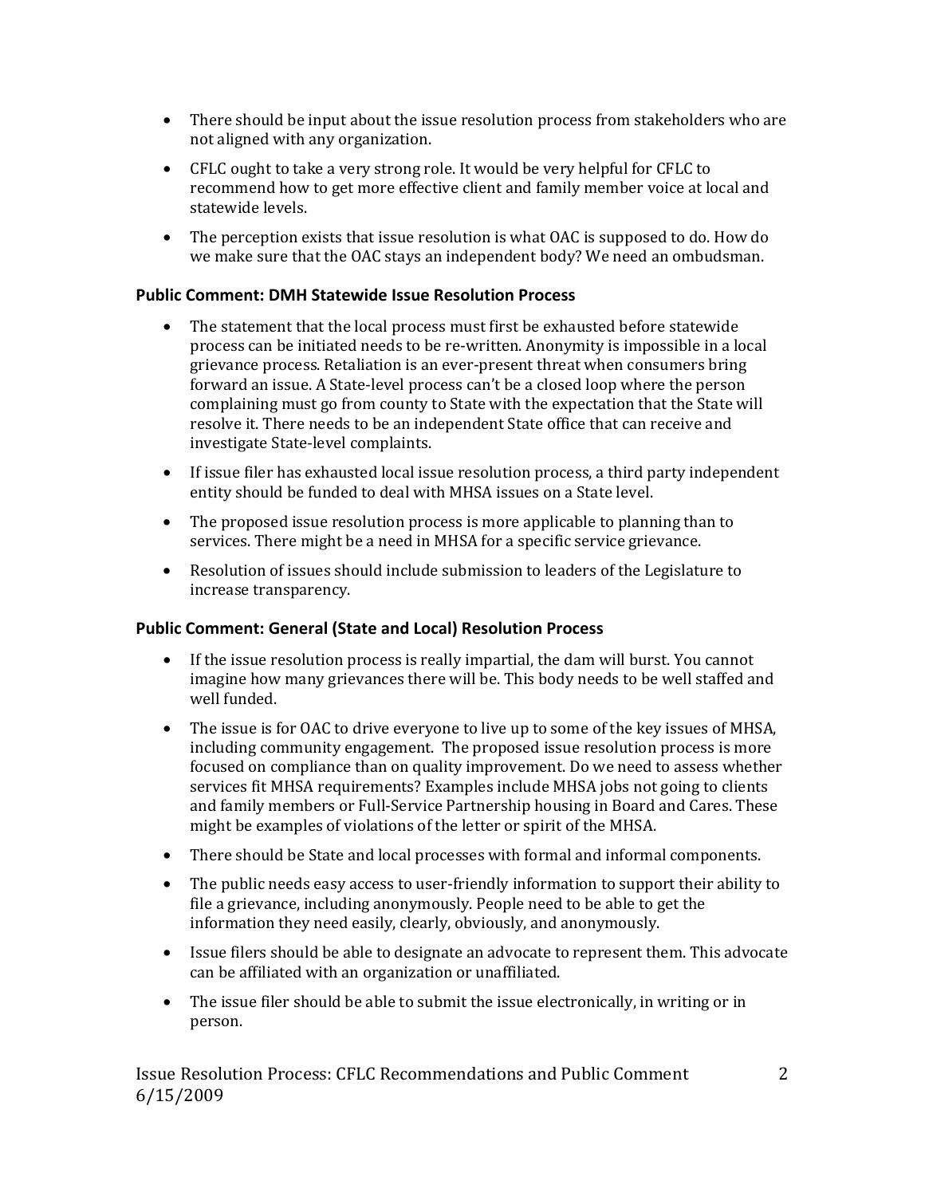- There should be input about the issue resolution process from stakeholders who are not aligned with any organization.
- CFLC ought to take a very strong role. It would be very helpful for CFLC to recommend how to get more effective client and family member voice at local and statewide levels.
- The perception exists that issue resolution is what OAC is supposed to do. How do we make sure that the OAC stays an independent body? We need an ombudsman.

### Public Comment: DMH Statewide Issue Resolution Process

- The statement that the local process must first be exhausted before statewide process can be initiated needs to be re-written. Anonymity is impossible in a local grievance process. Retaliation is an ever-present threat when consumers bring forward an issue. A State-level process can't be a closed loop where the person complaining must go from county to State with the expectation that the State will resolve it. There needs to be an independent State office that can receive and investigate State-level complaints.
- If issue filer has exhausted local issue resolution process, a third party independent entity should be funded to deal with MHSA issues on a State level.
- The proposed issue resolution process is more applicable to planning than to services. There might be a need in MHSA for a specific service grievance.
- Resolution of issues should include submission to leaders of the Legislature to increase transparency.

### Public Comment: General (State and Local) Resolution Process

- If the issue resolution process is really impartial, the dam will burst. You cannot imagine how many grievances there will be. This body needs to be well staffed and well funded.
- The issue is for OAC to drive everyone to live up to some of the key issues of MHSA, including community engagement. The proposed issue resolution process is more focused on compliance than on quality improvement. Do we need to assess whether services fit MHSA requirements? Examples include MHSA jobs not going to clients and family members or Full-Service Partnership housing in Board and Cares. These might be examples of violations of the letter or spirit of the MHSA.
- There should be State and local processes with formal and informal components.
- The public needs easy access to user-friendly information to support their ability to file a grievance, including anonymously. People need to be able to get the information they need easily, clearly, obviously, and anonymously.
- Issue filers should be able to designate an advocate to represent them. This advocate can be affiliated with an organization or unaffiliated.
- The issue filer should be able to submit the issue electronically, in writing or in person.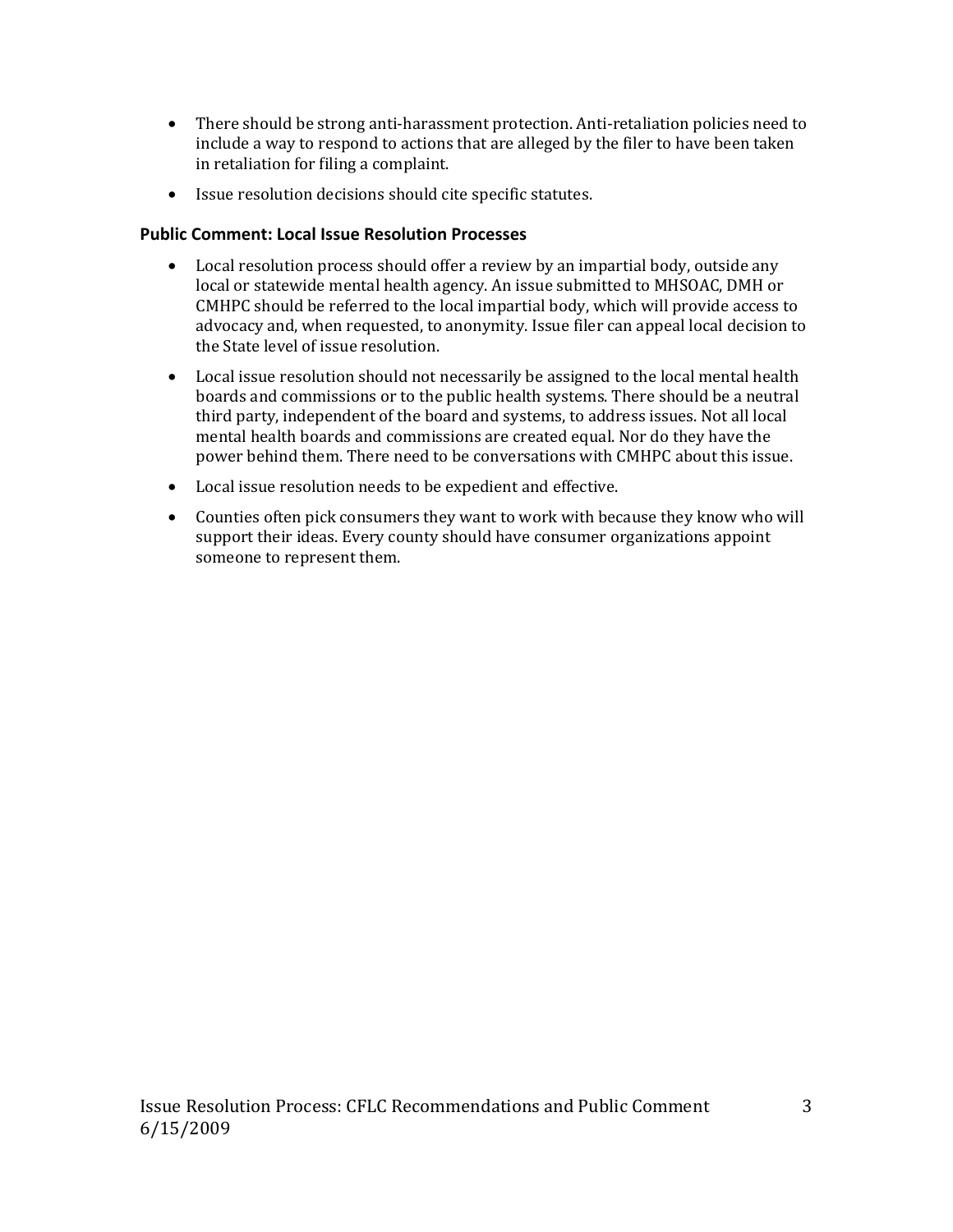- There should be strong anti-harassment protection. Anti-retaliation policies need to include a way to respond to actions that are alleged by the filer to have been taken in retaliation for filing a complaint.
- Issue resolution decisions should cite specific statutes.

**Public Comment: Local Issue Resolution Processes**

- Local resolution process should offer a review by an impartial body, outside any local or statewide mental health agency. An issue submitted to MHSOAC, DMH or CMHPC should be referred to the local impartial body, which will provide access to advocacy and, when requested, to anonymity. Issue filer can appeal local decision to the State level of issue resolution.
- Local issue resolution should not necessarily be assigned to the local mental health boards and commissions or to the public health systems. There should be a neutral third party, independent of the board and systems, to address issues. Not all local mental health boards and commissions are created equal. Nor do they have the power behind them. There need to be conversations with CMHPC about this issue.
- Local issue resolution needs to be expedient and effective.
- Counties often pick consumers they want to work with because they know who will support their ideas. Every county should have consumer organizations appoint someone to represent them.